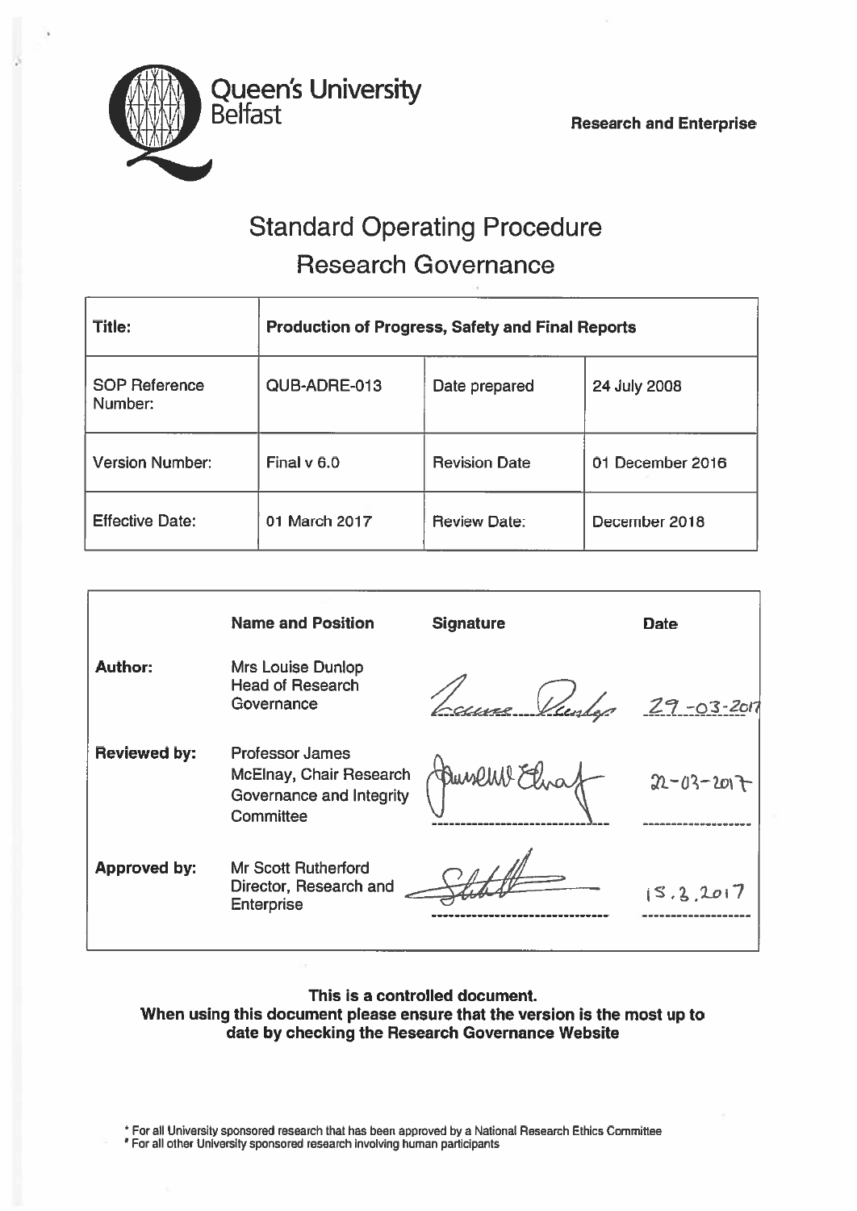Queen's University Belfast

**Research and Enterprise**

# Standard Operating Procedure
## Research Governance

| **Title:** | **Production of Progress, Safety and Final Reports** | | |
|---|---|---|---|
| SOP Reference Number: | QUB-ADRE-013 | Date prepared | 24 July 2008 |
| Version Number: | Final v 6.0 | Revision Date | 01 December 2016 |
| Effective Date: | 01 March 2017 | Review Date: | December 2018 |

| | **Name and Position** | **Signature** | **Date** |
|---|---|---|---|
| **Author:** | Mrs Louise Dunlop Head of Research Governance | Louise Dunlop | 29-03-2017 |
| **Reviewed by:** | Professor James McElnay, Chair Research Governance and Integrity Committee | James McElnay | 22-03-2017 |
| **Approved by:** | Mr Scott Rutherford Director, Research and Enterprise | S Rutherford | 15.3.2017 |

**This is a controlled document.**
**When using this document please ensure that the version is the most up to date by checking the Research Governance Website**

\* For all University sponsored research that has been approved by a National Research Ethics Committee
ᶠ For all other University sponsored research involving human participants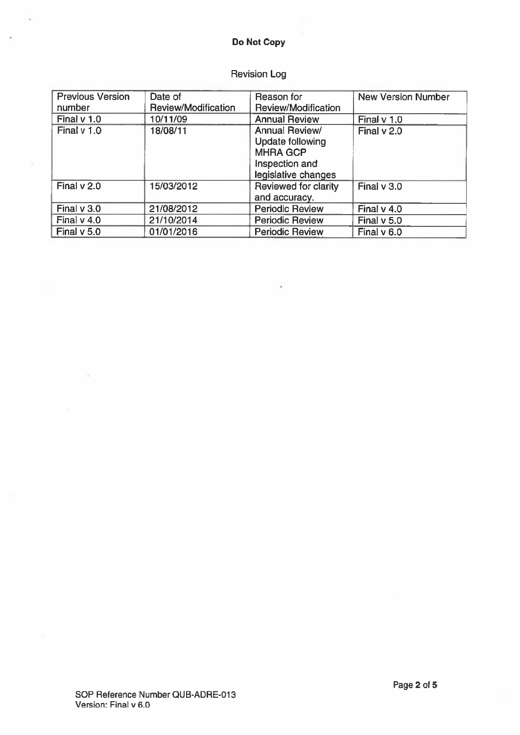**Do Not Copy**

Revision Log

| Previous Version number | Date of Review/Modification | Reason for Review/Modification | New Version Number |
| --- | --- | --- | --- |
| Final v 1.0 | 10/11/09 | Annual Review | Final v 1.0 |
| Final v 1.0 | 18/08/11 | Annual Review/ Update following MHRA GCP Inspection and legislative changes | Final v 2.0 |
| Final v 2.0 | 15/03/2012 | Reviewed for clarity and accuracy. | Final v 3.0 |
| Final v 3.0 | 21/08/2012 | Periodic Review | Final v 4.0 |
| Final v 4.0 | 21/10/2014 | Periodic Review | Final v 5.0 |
| Final v 5.0 | 01/01/2016 | Periodic Review | Final v 6.0 |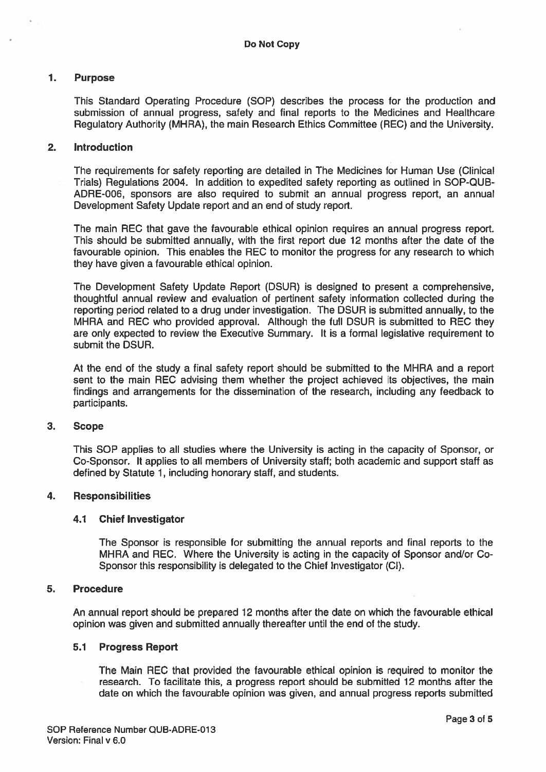**Do Not Copy**

## 1. Purpose

This Standard Operating Procedure (SOP) describes the process for the production and submission of annual progress, safety and final reports to the Medicines and Healthcare Regulatory Authority (MHRA), the main Research Ethics Committee (REC) and the University.

## 2. Introduction

The requirements for safety reporting are detailed in The Medicines for Human Use (Clinical Trials) Regulations 2004. In addition to expedited safety reporting as outlined in SOP-QUB-ADRE-006, sponsors are also required to submit an annual progress report, an annual Development Safety Update report and an end of study report.

The main REC that gave the favourable ethical opinion requires an annual progress report. This should be submitted annually, with the first report due 12 months after the date of the favourable opinion. This enables the REC to monitor the progress for any research to which they have given a favourable ethical opinion.

The Development Safety Update Report (DSUR) is designed to present a comprehensive, thoughtful annual review and evaluation of pertinent safety information collected during the reporting period related to a drug under investigation. The DSUR is submitted annually, to the MHRA and REC who provided approval. Although the full DSUR is submitted to REC they are only expected to review the Executive Summary. It is a formal legislative requirement to submit the DSUR.

At the end of the study a final safety report should be submitted to the MHRA and a report sent to the main REC advising them whether the project achieved its objectives, the main findings and arrangements for the dissemination of the research, including any feedback to participants.

## 3. Scope

This SOP applies to all studies where the University is acting in the capacity of Sponsor, or Co-Sponsor. It applies to all members of University staff; both academic and support staff as defined by Statute 1, including honorary staff, and students.

## 4. Responsibilities

### 4.1 Chief Investigator

The Sponsor is responsible for submitting the annual reports and final reports to the MHRA and REC. Where the University is acting in the capacity of Sponsor and/or Co-Sponsor this responsibility is delegated to the Chief Investigator (CI).

## 5. Procedure

An annual report should be prepared 12 months after the date on which the favourable ethical opinion was given and submitted annually thereafter until the end of the study.

### 5.1 Progress Report

The Main REC that provided the favourable ethical opinion is required to monitor the research. To facilitate this, a progress report should be submitted 12 months after the date on which the favourable opinion was given, and annual progress reports submitted

SOP Reference Number QUB-ADRE-013
Version: Final v 6.0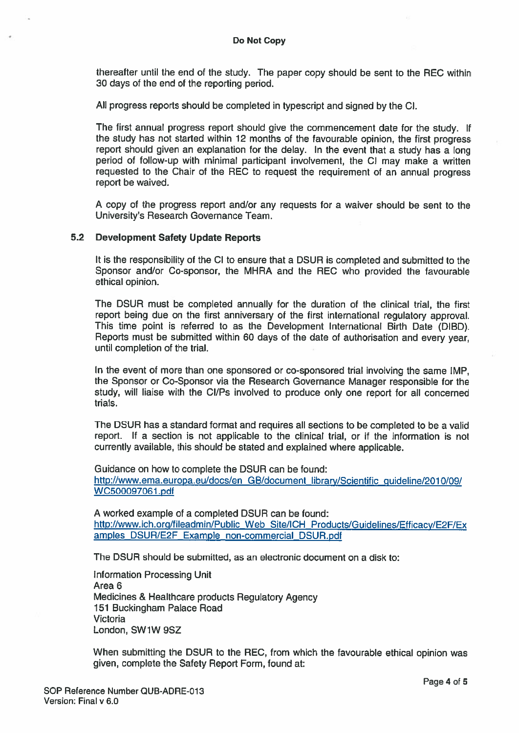thereafter until the end of the study. The paper copy should be sent to the REC within 30 days of the end of the reporting period.

All progress reports should be completed in typescript and signed by the CI.

The first annual progress report should give the commencement date for the study. If the study has not started within 12 months of the favourable opinion, the first progress report should given an explanation for the delay. In the event that a study has a long period of follow-up with minimal participant involvement, the CI may make a written requested to the Chair of the REC to request the requirement of an annual progress report be waived.

A copy of the progress report and/or any requests for a waiver should be sent to the University's Research Governance Team.

## 5.2 Development Safety Update Reports

It is the responsibility of the CI to ensure that a DSUR is completed and submitted to the Sponsor and/or Co-sponsor, the MHRA and the REC who provided the favourable ethical opinion.

The DSUR must be completed annually for the duration of the clinical trial, the first report being due on the first anniversary of the first international regulatory approval. This time point is referred to as the Development International Birth Date (DIBD). Reports must be submitted within 60 days of the date of authorisation and every year, until completion of the trial.

In the event of more than one sponsored or co-sponsored trial involving the same IMP, the Sponsor or Co-Sponsor via the Research Governance Manager responsible for the study, will liaise with the CI/Ps involved to produce only one report for all concerned trials.

The DSUR has a standard format and requires all sections to be completed to be a valid report. If a section is not applicable to the clinical trial, or if the information is not currently available, this should be stated and explained where applicable.

Guidance on how to complete the DSUR can be found:
http://www.ema.europa.eu/docs/en_GB/document_library/Scientific_guideline/2010/09/WC500097061.pdf

A worked example of a completed DSUR can be found:
http://www.ich.org/fileadmin/Public_Web_Site/ICH_Products/Guidelines/Efficacy/E2F/Examples_DSUR/E2F_Example_non-commercial_DSUR.pdf

The DSUR should be submitted, as an electronic document on a disk to:

Information Processing Unit
Area 6
Medicines & Healthcare products Regulatory Agency
151 Buckingham Palace Road
Victoria
London, SW1W 9SZ

When submitting the DSUR to the REC, from which the favourable ethical opinion was given, complete the Safety Report Form, found at: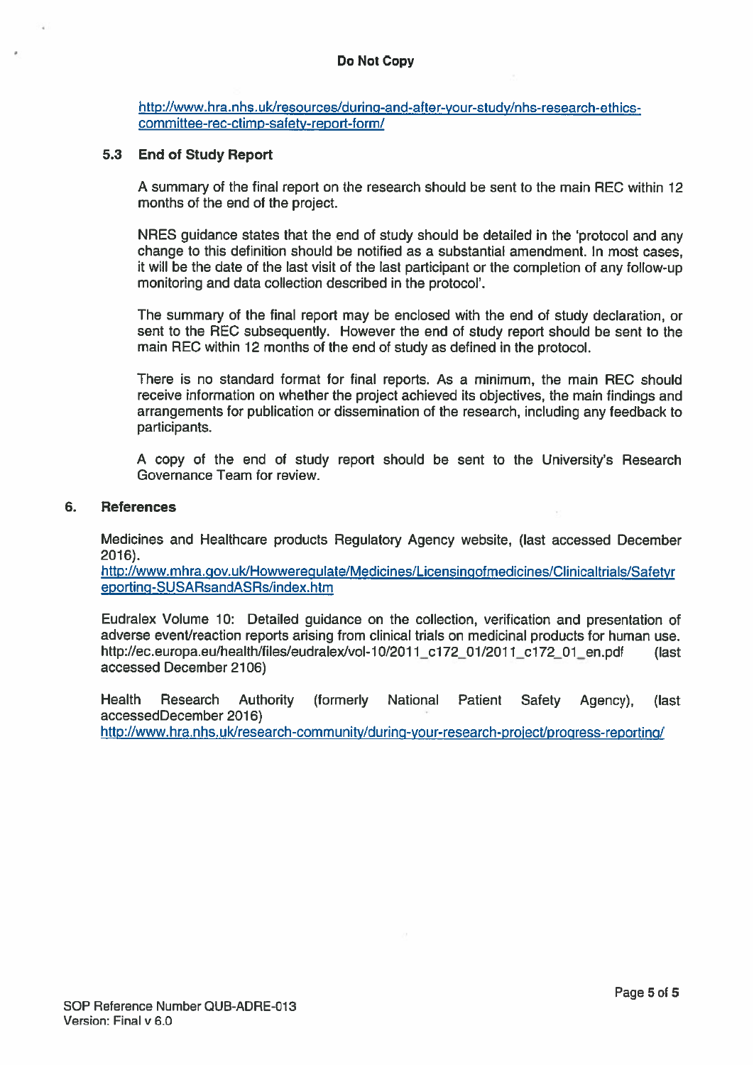http://www.hra.nhs.uk/resources/during-and-after-your-study/nhs-research-ethics-committee-rec-ctimp-safety-report-form/

### 5.3 End of Study Report

A summary of the final report on the research should be sent to the main REC within 12 months of the end of the project.

NRES guidance states that the end of study should be detailed in the 'protocol and any change to this definition should be notified as a substantial amendment. In most cases, it will be the date of the last visit of the last participant or the completion of any follow-up monitoring and data collection described in the protocol'.

The summary of the final report may be enclosed with the end of study declaration, or sent to the REC subsequently. However the end of study report should be sent to the main REC within 12 months of the end of study as defined in the protocol.

There is no standard format for final reports. As a minimum, the main REC should receive information on whether the project achieved its objectives, the main findings and arrangements for publication or dissemination of the research, including any feedback to participants.

A copy of the end of study report should be sent to the University's Research Governance Team for review.

## 6. References

Medicines and Healthcare products Regulatory Agency website, (last accessed December 2016).
http://www.mhra.gov.uk/Howweregulate/Medicines/Licensingofmedicines/Clinicaltrials/Safetyreporting-SUSARsandASRs/index.htm

Eudralex Volume 10: Detailed guidance on the collection, verification and presentation of adverse event/reaction reports arising from clinical trials on medicinal products for human use. http://ec.europa.eu/health/files/eudralex/vol-10/2011_c172_01/2011_c172_01_en.pdf (last accessed December 2106)

Health Research Authority (formerly National Patient Safety Agency), (last accessedDecember 2016)
http://www.hra.nhs.uk/research-community/during-your-research-project/progress-reporting/

SOP Reference Number QUB-ADRE-013
Version: Final v 6.0